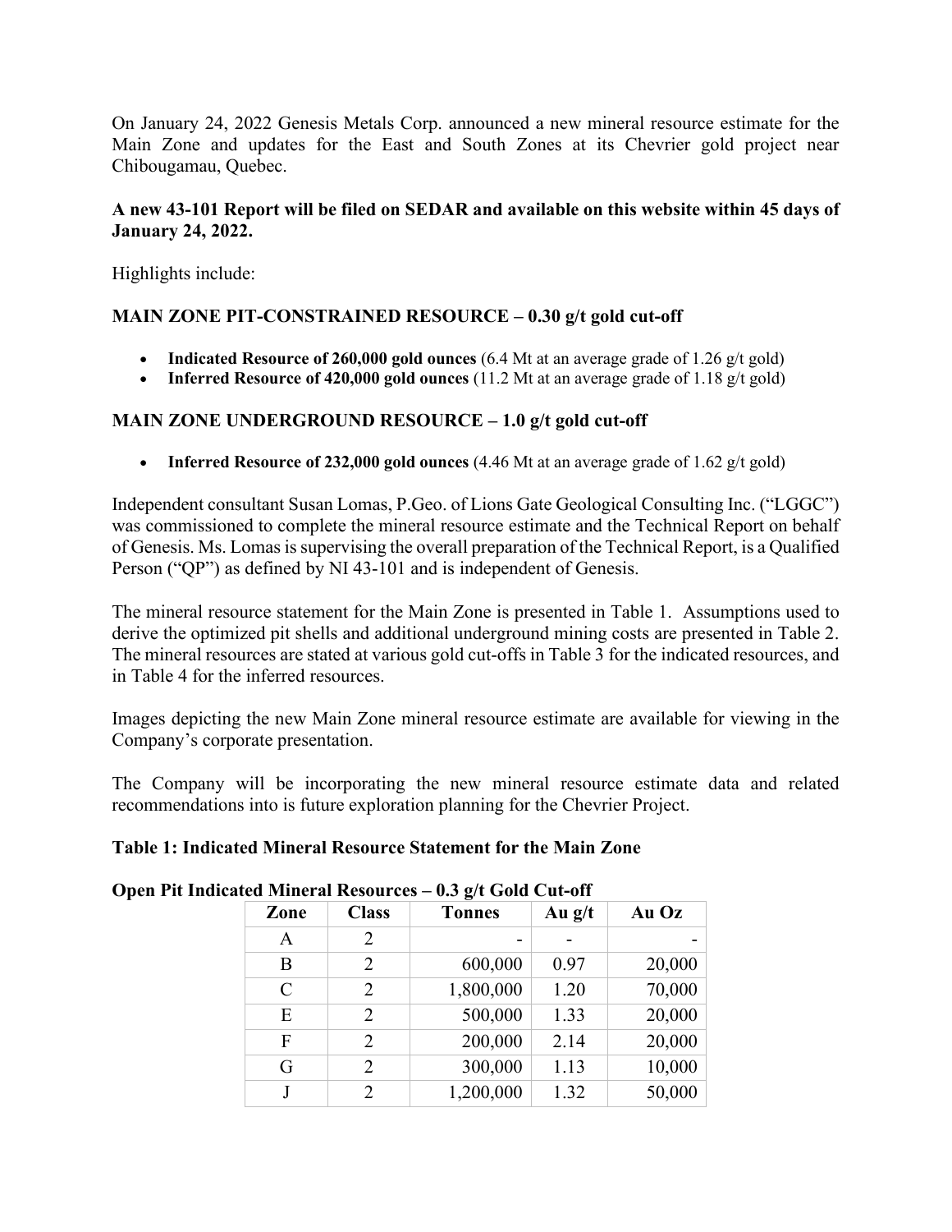On January 24, 2022 Genesis Metals Corp. announced a new mineral resource estimate for the Main Zone and updates for the East and South Zones at its Chevrier gold project near Chibougamau, Quebec.

**A new 43-101 Report will be filed on SEDAR and available on this website within 45 days of January 24, 2022.**

Highlights include:

**MAIN ZONE PIT-CONSTRAINED RESOURCE – 0.30 g/t gold cut-off**

- **Indicated Resource of 260,000 gold ounces** (6.4 Mt at an average grade of 1.26 g/t gold)
- **Inferred Resource of 420,000 gold ounces** (11.2 Mt at an average grade of 1.18 g/t gold)

**MAIN ZONE UNDERGROUND RESOURCE – 1.0 g/t gold cut-off**

- **Inferred Resource of 232,000 gold ounces** (4.46 Mt at an average grade of 1.62 g/t gold)

Independent consultant Susan Lomas, P.Geo. of Lions Gate Geological Consulting Inc. ("LGGC") was commissioned to complete the mineral resource estimate and the Technical Report on behalf of Genesis. Ms. Lomas is supervising the overall preparation of the Technical Report, is a Qualified Person ("QP") as defined by NI 43-101 and is independent of Genesis.

The mineral resource statement for the Main Zone is presented in Table 1. Assumptions used to derive the optimized pit shells and additional underground mining costs are presented in Table 2. The mineral resources are stated at various gold cut-offs in Table 3 for the indicated resources, and in Table 4 for the inferred resources.

Images depicting the new Main Zone mineral resource estimate are available for viewing in the Company's corporate presentation.

The Company will be incorporating the new mineral resource estimate data and related recommendations into is future exploration planning for the Chevrier Project.

**Table 1: Indicated Mineral Resource Statement for the Main Zone**

**Open Pit Indicated Mineral Resources – 0.3 g/t Gold Cut-off**

| Zone | Class | Tonnes | Au g/t | Au Oz |
|---|---|---|---|---|
| A | 2 | - | - | - |
| B | 2 | 600,000 | 0.97 | 20,000 |
| C | 2 | 1,800,000 | 1.20 | 70,000 |
| E | 2 | 500,000 | 1.33 | 20,000 |
| F | 2 | 200,000 | 2.14 | 20,000 |
| G | 2 | 300,000 | 1.13 | 10,000 |
| J | 2 | 1,200,000 | 1.32 | 50,000 |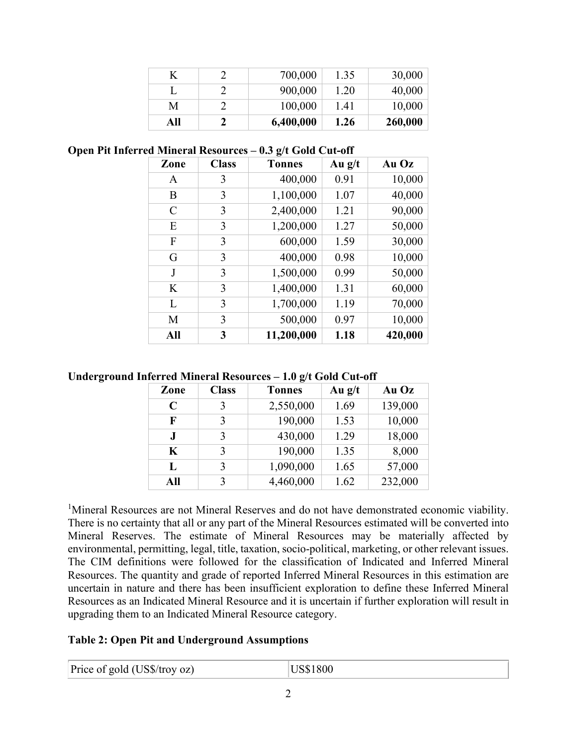| K | 2 | 700,000 | 1.35 | 30,000 |
|---|---|---|---|---|
| L | 2 | 900,000 | 1.20 | 40,000 |
| M | 2 | 100,000 | 1.41 | 10,000 |
| **All** | **2** | **6,400,000** | **1.26** | **260,000** |

**Open Pit Inferred Mineral Resources – 0.3 g/t Gold Cut-off**

| Zone | Class | Tonnes | Au g/t | Au Oz |
|---|---|---|---|---|
| A | 3 | 400,000 | 0.91 | 10,000 |
| B | 3 | 1,100,000 | 1.07 | 40,000 |
| C | 3 | 2,400,000 | 1.21 | 90,000 |
| E | 3 | 1,200,000 | 1.27 | 50,000 |
| F | 3 | 600,000 | 1.59 | 30,000 |
| G | 3 | 400,000 | 0.98 | 10,000 |
| J | 3 | 1,500,000 | 0.99 | 50,000 |
| K | 3 | 1,400,000 | 1.31 | 60,000 |
| L | 3 | 1,700,000 | 1.19 | 70,000 |
| M | 3 | 500,000 | 0.97 | 10,000 |
| **All** | **3** | **11,200,000** | **1.18** | **420,000** |

**Underground Inferred Mineral Resources – 1.0 g/t Gold Cut-off**

| Zone | Class | Tonnes | Au g/t | Au Oz |
|---|---|---|---|---|
| **C** | 3 | 2,550,000 | 1.69 | 139,000 |
| **F** | 3 | 190,000 | 1.53 | 10,000 |
| **J** | 3 | 430,000 | 1.29 | 18,000 |
| **K** | 3 | 190,000 | 1.35 | 8,000 |
| **L** | 3 | 1,090,000 | 1.65 | 57,000 |
| **All** | 3 | 4,460,000 | 1.62 | 232,000 |

[1]Mineral Resources are not Mineral Reserves and do not have demonstrated economic viability. There is no certainty that all or any part of the Mineral Resources estimated will be converted into Mineral Reserves. The estimate of Mineral Resources may be materially affected by environmental, permitting, legal, title, taxation, socio-political, marketing, or other relevant issues. The CIM definitions were followed for the classification of Indicated and Inferred Mineral Resources. The quantity and grade of reported Inferred Mineral Resources in this estimation are uncertain in nature and there has been insufficient exploration to define these Inferred Mineral Resources as an Indicated Mineral Resource and it is uncertain if further exploration will result in upgrading them to an Indicated Mineral Resource category.

**Table 2: Open Pit and Underground Assumptions**

| Price of gold (US$/troy oz) | US$1800 |
|---|---|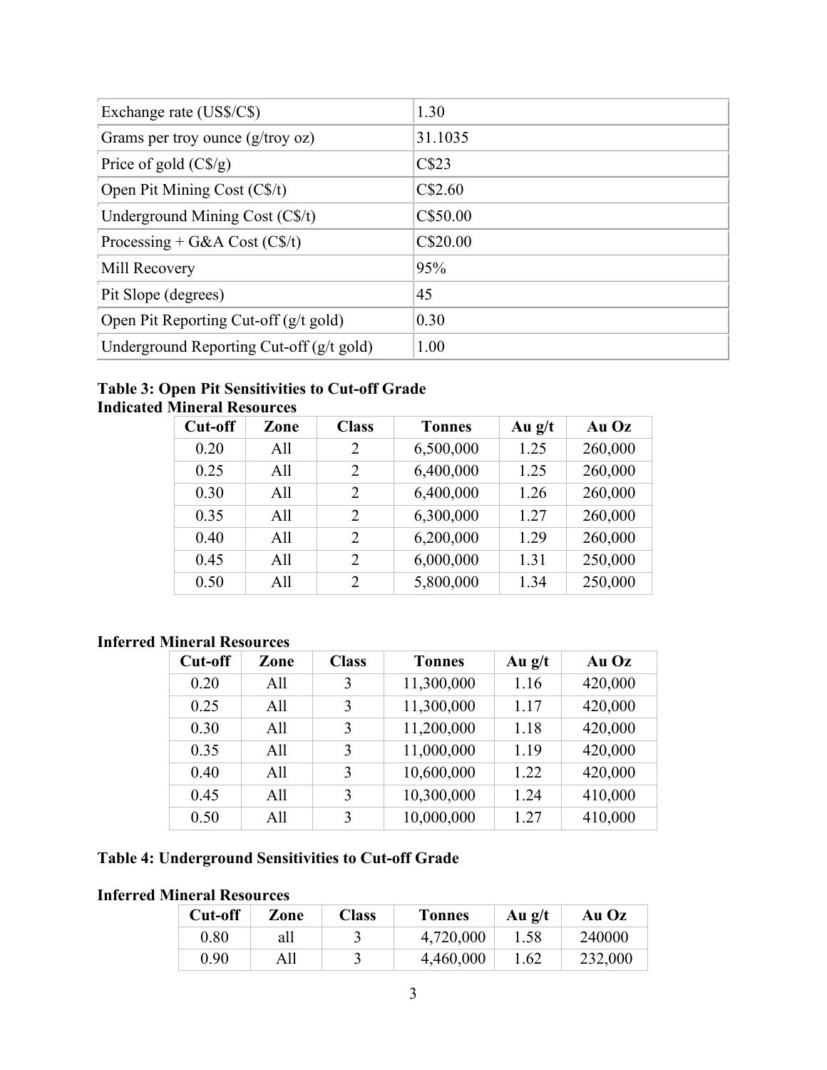| Exchange rate (US$/C$) | 1.30 |
|---|---|
| Grams per troy ounce (g/troy oz) | 31.1035 |
| Price of gold (C$/g) | C$23 |
| Open Pit Mining Cost (C$/t) | C$2.60 |
| Underground Mining Cost (C$/t) | C$50.00 |
| Processing + G&A Cost (C$/t) | C$20.00 |
| Mill Recovery | 95% |
| Pit Slope (degrees) | 45 |
| Open Pit Reporting Cut-off (g/t gold) | 0.30 |
| Underground Reporting Cut-off (g/t gold) | 1.00 |

**Table 3: Open Pit Sensitivities to Cut-off Grade**

**Indicated Mineral Resources**

| Cut-off | Zone | Class | Tonnes | Au g/t | Au Oz |
|---|---|---|---|---|---|
| 0.20 | All | 2 | 6,500,000 | 1.25 | 260,000 |
| 0.25 | All | 2 | 6,400,000 | 1.25 | 260,000 |
| 0.30 | All | 2 | 6,400,000 | 1.26 | 260,000 |
| 0.35 | All | 2 | 6,300,000 | 1.27 | 260,000 |
| 0.40 | All | 2 | 6,200,000 | 1.29 | 260,000 |
| 0.45 | All | 2 | 6,000,000 | 1.31 | 250,000 |
| 0.50 | All | 2 | 5,800,000 | 1.34 | 250,000 |

**Inferred Mineral Resources**

| Cut-off | Zone | Class | Tonnes | Au g/t | Au Oz |
|---|---|---|---|---|---|
| 0.20 | All | 3 | 11,300,000 | 1.16 | 420,000 |
| 0.25 | All | 3 | 11,300,000 | 1.17 | 420,000 |
| 0.30 | All | 3 | 11,200,000 | 1.18 | 420,000 |
| 0.35 | All | 3 | 11,000,000 | 1.19 | 420,000 |
| 0.40 | All | 3 | 10,600,000 | 1.22 | 420,000 |
| 0.45 | All | 3 | 10,300,000 | 1.24 | 410,000 |
| 0.50 | All | 3 | 10,000,000 | 1.27 | 410,000 |

**Table 4: Underground Sensitivities to Cut-off Grade**

**Inferred Mineral Resources**

| Cut-off | Zone | Class | Tonnes | Au g/t | Au Oz |
|---|---|---|---|---|---|
| 0.80 | all | 3 | 4,720,000 | 1.58 | 240000 |
| 0.90 | All | 3 | 4,460,000 | 1.62 | 232,000 |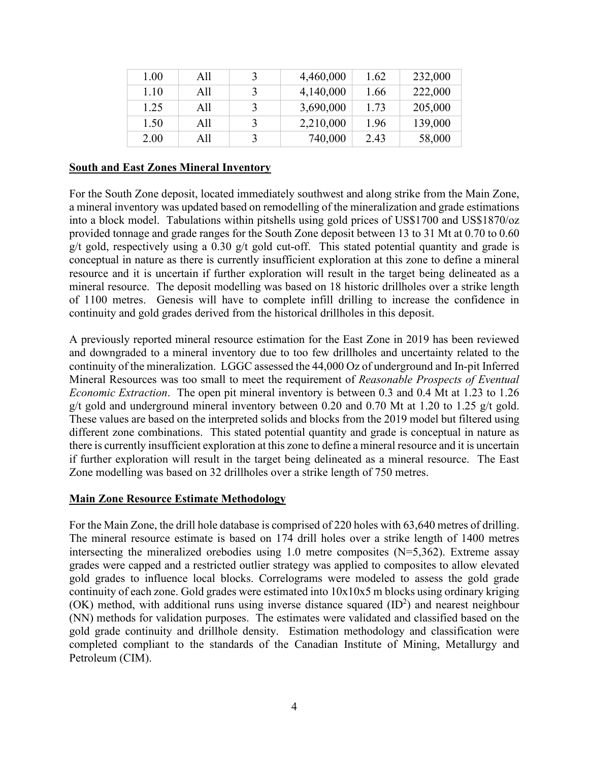| 1.00 | All | 3 | 4,460,000 | 1.62 | 232,000 |
|---|---|---|---|---|---|
| 1.10 | All | 3 | 4,140,000 | 1.66 | 222,000 |
| 1.25 | All | 3 | 3,690,000 | 1.73 | 205,000 |
| 1.50 | All | 3 | 2,210,000 | 1.96 | 139,000 |
| 2.00 | All | 3 | 740,000 | 2.43 | 58,000 |

**South and East Zones Mineral Inventory**

For the South Zone deposit, located immediately southwest and along strike from the Main Zone, a mineral inventory was updated based on remodelling of the mineralization and grade estimations into a block model. Tabulations within pitshells using gold prices of US$1700 and US$1870/oz provided tonnage and grade ranges for the South Zone deposit between 13 to 31 Mt at 0.70 to 0.60 g/t gold, respectively using a 0.30 g/t gold cut-off. This stated potential quantity and grade is conceptual in nature as there is currently insufficient exploration at this zone to define a mineral resource and it is uncertain if further exploration will result in the target being delineated as a mineral resource. The deposit modelling was based on 18 historic drillholes over a strike length of 1100 metres. Genesis will have to complete infill drilling to increase the confidence in continuity and gold grades derived from the historical drillholes in this deposit.

A previously reported mineral resource estimation for the East Zone in 2019 has been reviewed and downgraded to a mineral inventory due to too few drillholes and uncertainty related to the continuity of the mineralization. LGGC assessed the 44,000 Oz of underground and In-pit Inferred Mineral Resources was too small to meet the requirement of *Reasonable Prospects of Eventual Economic Extraction*. The open pit mineral inventory is between 0.3 and 0.4 Mt at 1.23 to 1.26 g/t gold and underground mineral inventory between 0.20 and 0.70 Mt at 1.20 to 1.25 g/t gold. These values are based on the interpreted solids and blocks from the 2019 model but filtered using different zone combinations. This stated potential quantity and grade is conceptual in nature as there is currently insufficient exploration at this zone to define a mineral resource and it is uncertain if further exploration will result in the target being delineated as a mineral resource. The East Zone modelling was based on 32 drillholes over a strike length of 750 metres.

**Main Zone Resource Estimate Methodology**

For the Main Zone, the drill hole database is comprised of 220 holes with 63,640 metres of drilling. The mineral resource estimate is based on 174 drill holes over a strike length of 1400 metres intersecting the mineralized orebodies using 1.0 metre composites (N=5,362). Extreme assay grades were capped and a restricted outlier strategy was applied to composites to allow elevated gold grades to influence local blocks. Correlograms were modeled to assess the gold grade continuity of each zone. Gold grades were estimated into 10x10x5 m blocks using ordinary kriging (OK) method, with additional runs using inverse distance squared ($ID^2$) and nearest neighbour (NN) methods for validation purposes. The estimates were validated and classified based on the gold grade continuity and drillhole density. Estimation methodology and classification were completed compliant to the standards of the Canadian Institute of Mining, Metallurgy and Petroleum (CIM).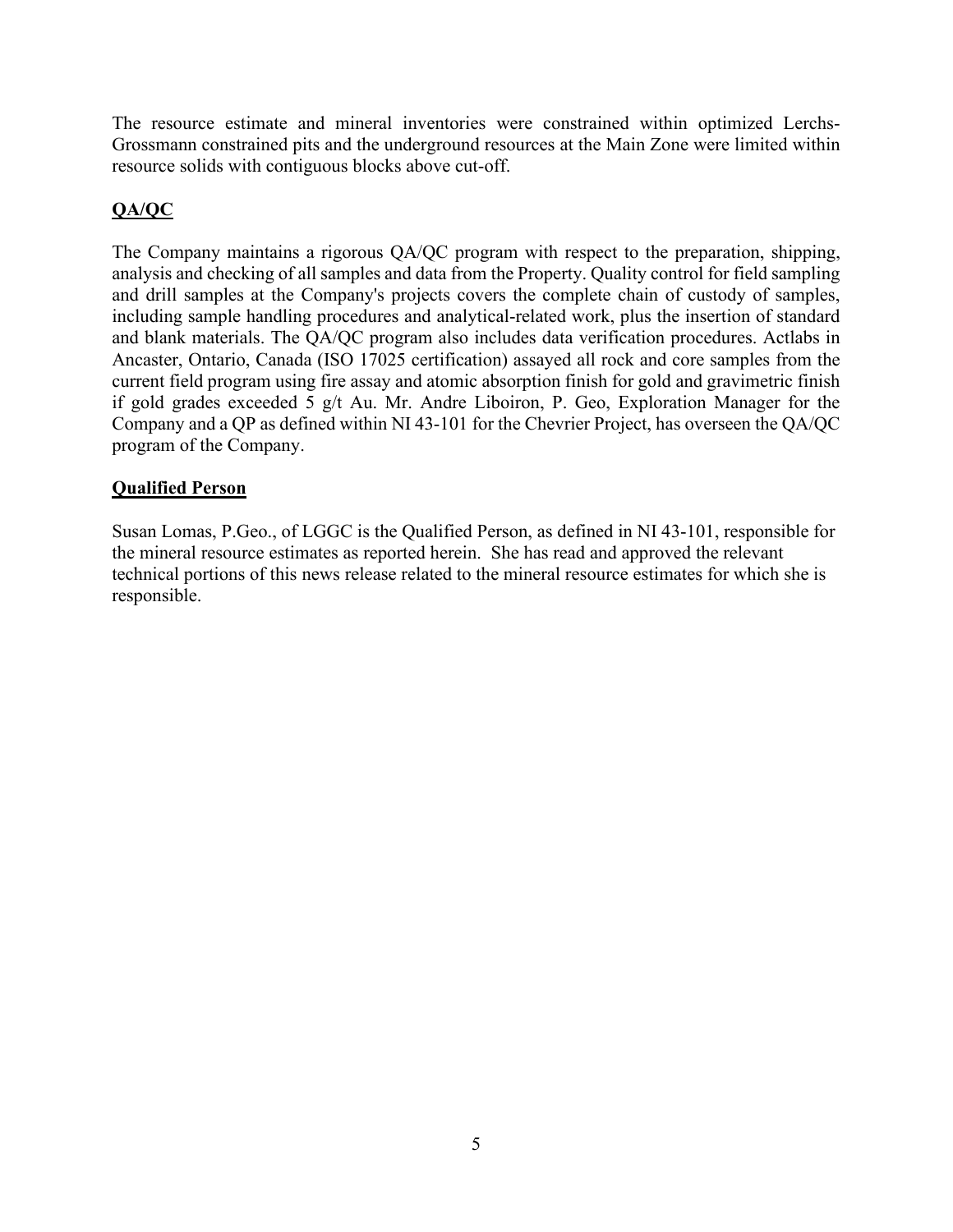The resource estimate and mineral inventories were constrained within optimized Lerchs-Grossmann constrained pits and the underground resources at the Main Zone were limited within resource solids with contiguous blocks above cut-off.

## QA/QC

The Company maintains a rigorous QA/QC program with respect to the preparation, shipping, analysis and checking of all samples and data from the Property. Quality control for field sampling and drill samples at the Company's projects covers the complete chain of custody of samples, including sample handling procedures and analytical-related work, plus the insertion of standard and blank materials. The QA/QC program also includes data verification procedures. Actlabs in Ancaster, Ontario, Canada (ISO 17025 certification) assayed all rock and core samples from the current field program using fire assay and atomic absorption finish for gold and gravimetric finish if gold grades exceeded 5 g/t Au. Mr. Andre Liboiron, P. Geo, Exploration Manager for the Company and a QP as defined within NI 43-101 for the Chevrier Project, has overseen the QA/QC program of the Company.

## Qualified Person

Susan Lomas, P.Geo., of LGGC is the Qualified Person, as defined in NI 43-101, responsible for the mineral resource estimates as reported herein. She has read and approved the relevant technical portions of this news release related to the mineral resource estimates for which she is responsible.